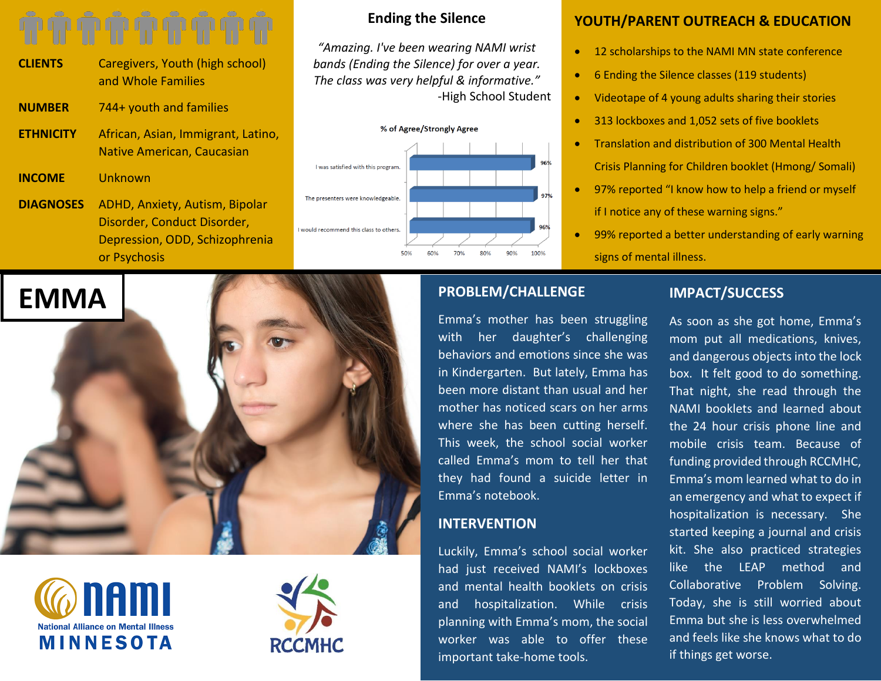| | |
|---|---|
| **CLIENTS** | Caregivers, Youth (high school) and Whole Families |
| **NUMBER** | 744+ youth and families |
| **ETHNICITY** | African, Asian, Immigrant, Latino, Native American, Caucasian |
| **INCOME** | Unknown |
| **DIAGNOSES** | ADHD, Anxiety, Autism, Bipolar Disorder, Conduct Disorder, Depression, ODD, Schizophrenia or Psychosis |

## Ending the Silence

*"Amazing. I've been wearing NAMI wrist bands (Ending the Silence) for over a year. The class was very helpful & informative."*
-High School Student

**% of Agree/Strongly Agree**

| Statement | % |
|---|---|
| I was satisfied with this program. | 96% |
| The presenters were knowledgeable. | 97% |
| I would recommend this class to others. | 96% |

## YOUTH/PARENT OUTREACH & EDUCATION

- 12 scholarships to the NAMI MN state conference
- 6 Ending the Silence classes (119 students)
- Videotape of 4 young adults sharing their stories
- 313 lockboxes and 1,052 sets of five booklets
- Translation and distribution of 300 Mental Health Crisis Planning for Children booklet (Hmong/ Somali)
- 97% reported "I know how to help a friend or myself if I notice any of these warning signs."
- 99% reported a better understanding of early warning signs of mental illness.

# EMMA

## PROBLEM/CHALLENGE

Emma's mother has been struggling with her daughter's challenging behaviors and emotions since she was in Kindergarten. But lately, Emma has been more distant than usual and her mother has noticed scars on her arms where she has been cutting herself. This week, the school social worker called Emma's mom to tell her that they had found a suicide letter in Emma's notebook.

## INTERVENTION

Luckily, Emma's school social worker had just received NAMI's lockboxes and mental health booklets on crisis and hospitalization. While crisis planning with Emma's mom, the social worker was able to offer these important take-home tools.

## IMPACT/SUCCESS

As soon as she got home, Emma's mom put all medications, knives, and dangerous objects into the lock box. It felt good to do something. That night, she read through the NAMI booklets and learned about the 24 hour crisis phone line and mobile crisis team. Because of funding provided through RCCMHC, Emma's mom learned what to do in an emergency and what to expect if hospitalization is necessary. She started keeping a journal and crisis kit. She also practiced strategies like the LEAP method and Collaborative Problem Solving. Today, she is still worried about Emma but she is less overwhelmed and feels like she knows what to do if things get worse.

NAMI National Alliance on Mental Illness MINNESOTA

RCCMHC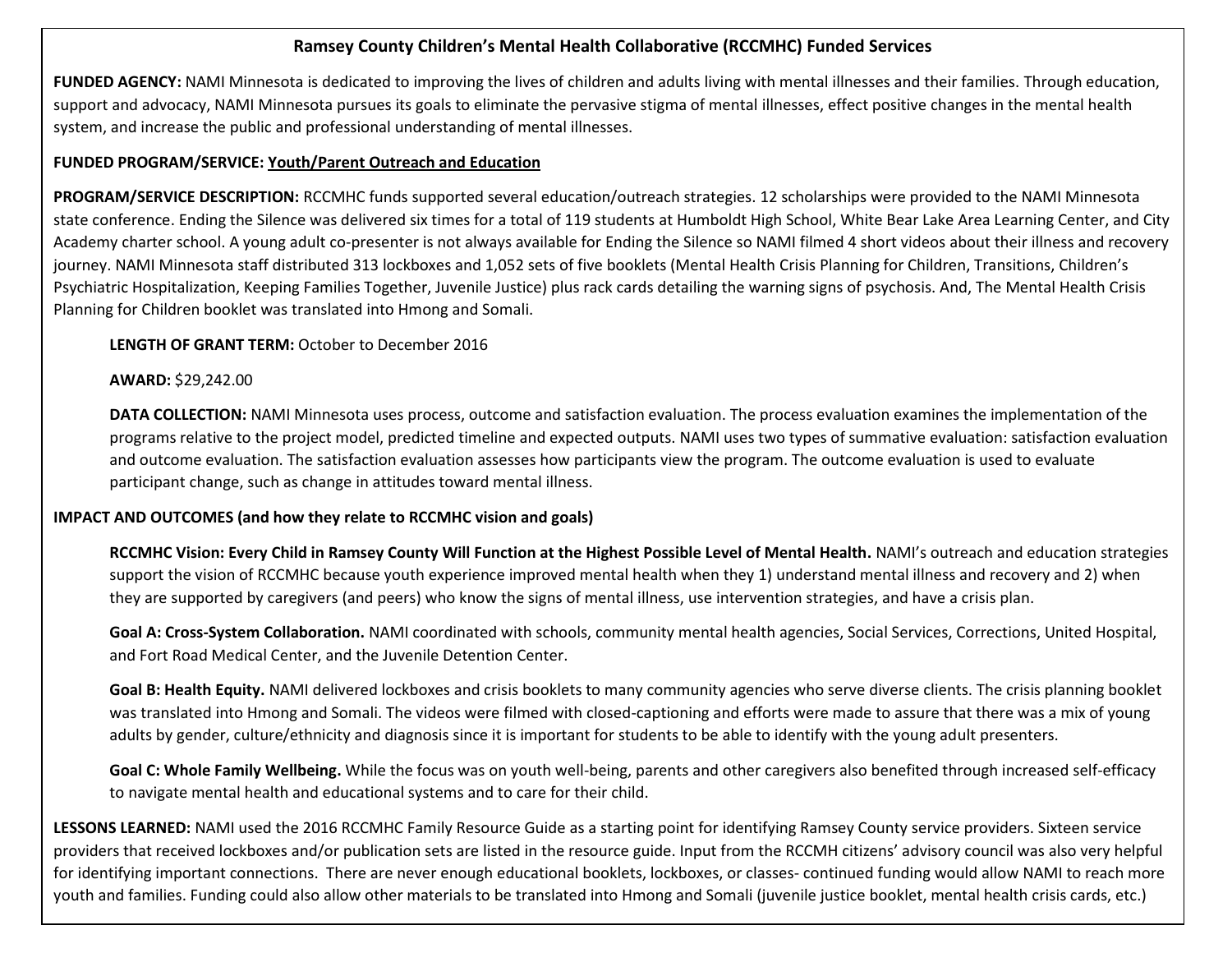# Ramsey County Children's Mental Health Collaborative (RCCMHC) Funded Services

**FUNDED AGENCY:** NAMI Minnesota is dedicated to improving the lives of children and adults living with mental illnesses and their families. Through education, support and advocacy, NAMI Minnesota pursues its goals to eliminate the pervasive stigma of mental illnesses, effect positive changes in the mental health system, and increase the public and professional understanding of mental illnesses.

**FUNDED PROGRAM/SERVICE:** <u>**Youth/Parent Outreach and Education**</u>

**PROGRAM/SERVICE DESCRIPTION:** RCCMHC funds supported several education/outreach strategies. 12 scholarships were provided to the NAMI Minnesota state conference. Ending the Silence was delivered six times for a total of 119 students at Humboldt High School, White Bear Lake Area Learning Center, and City Academy charter school. A young adult co-presenter is not always available for Ending the Silence so NAMI filmed 4 short videos about their illness and recovery journey. NAMI Minnesota staff distributed 313 lockboxes and 1,052 sets of five booklets (Mental Health Crisis Planning for Children, Transitions, Children's Psychiatric Hospitalization, Keeping Families Together, Juvenile Justice) plus rack cards detailing the warning signs of psychosis. And, The Mental Health Crisis Planning for Children booklet was translated into Hmong and Somali.

**LENGTH OF GRANT TERM:** October to December 2016

**AWARD:** $29,242.00

**DATA COLLECTION:** NAMI Minnesota uses process, outcome and satisfaction evaluation. The process evaluation examines the implementation of the programs relative to the project model, predicted timeline and expected outputs. NAMI uses two types of summative evaluation: satisfaction evaluation and outcome evaluation. The satisfaction evaluation assesses how participants view the program. The outcome evaluation is used to evaluate participant change, such as change in attitudes toward mental illness.

**IMPACT AND OUTCOMES (and how they relate to RCCMHC vision and goals)**

**RCCMHC Vision: Every Child in Ramsey County Will Function at the Highest Possible Level of Mental Health.** NAMI's outreach and education strategies support the vision of RCCMHC because youth experience improved mental health when they 1) understand mental illness and recovery and 2) when they are supported by caregivers (and peers) who know the signs of mental illness, use intervention strategies, and have a crisis plan.

**Goal A: Cross-System Collaboration.** NAMI coordinated with schools, community mental health agencies, Social Services, Corrections, United Hospital, and Fort Road Medical Center, and the Juvenile Detention Center.

**Goal B: Health Equity.** NAMI delivered lockboxes and crisis booklets to many community agencies who serve diverse clients. The crisis planning booklet was translated into Hmong and Somali. The videos were filmed with closed-captioning and efforts were made to assure that there was a mix of young adults by gender, culture/ethnicity and diagnosis since it is important for students to be able to identify with the young adult presenters.

**Goal C: Whole Family Wellbeing.** While the focus was on youth well-being, parents and other caregivers also benefited through increased self-efficacy to navigate mental health and educational systems and to care for their child.

**LESSONS LEARNED:** NAMI used the 2016 RCCMHC Family Resource Guide as a starting point for identifying Ramsey County service providers. Sixteen service providers that received lockboxes and/or publication sets are listed in the resource guide. Input from the RCCMH citizens' advisory council was also very helpful for identifying important connections. There are never enough educational booklets, lockboxes, or classes- continued funding would allow NAMI to reach more youth and families. Funding could also allow other materials to be translated into Hmong and Somali (juvenile justice booklet, mental health crisis cards, etc.)